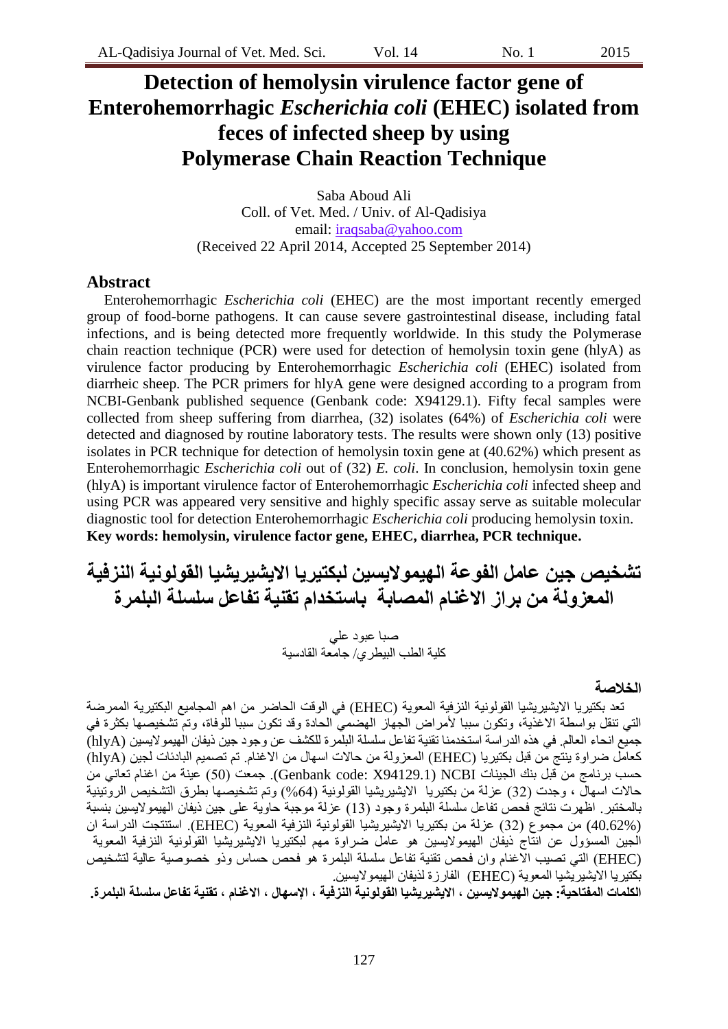# Detection of hemolysin virulence factor gene of Enterohemorrhagic *Escherichia coli* (EHEC) isolated from feces of infected sheep by using Polymerase Chain Reaction Technique

Saba Aboud Ali
Coll. of Vet. Med. / Univ. of Al-Qadisiya
email: iraqsaba@yahoo.com
(Received 22 April 2014, Accepted 25 September 2014)

## Abstract

Enterohemorrhagic *Escherichia coli* (EHEC) are the most important recently emerged group of food-borne pathogens. It can cause severe gastrointestinal disease, including fatal infections, and is being detected more frequently worldwide. In this study the Polymerase chain reaction technique (PCR) were used for detection of hemolysin toxin gene (hlyA) as virulence factor producing by Enterohemorrhagic *Escherichia coli* (EHEC) isolated from diarrheic sheep. The PCR primers for hlyA gene were designed according to a program from NCBI-Genbank published sequence (Genbank code: X94129.1). Fifty fecal samples were collected from sheep suffering from diarrhea, (32) isolates (64%) of *Escherichia coli* were detected and diagnosed by routine laboratory tests. The results were shown only (13) positive isolates in PCR technique for detection of hemolysin toxin gene at (40.62%) which present as Enterohemorrhagic *Escherichia coli* out of (32) *E. coli*. In conclusion, hemolysin toxin gene (hlyA) is important virulence factor of Enterohemorrhagic *Escherichia coli* infected sheep and using PCR was appeared very sensitive and highly specific assay serve as suitable molecular diagnostic tool for detection Enterohemorrhagic *Escherichia coli* producing hemolysin toxin.

**Key words: hemolysin, virulence factor gene, EHEC, diarrhea, PCR technique.**

# تشخيص جين عامل الفوعة الهيمولايسين لبكتيريا الايشيريشيا القولونية النزفية المعزولة من براز الاغنام المصابة باستخدام تقنية تفاعل سلسلة البلمرة

صبا عبود علي
كلية الطب البيطري/ جامعة القادسية

## الخلاصة

تعد بكتيريا الايشيريشيا القولونية النزفية المعوية (EHEC) في الوقت الحاضر من اهم المجاميع البكتيرية الممرضة التي تنقل بواسطة الاغذية، وتكون سببا لأمراض الجهاز الهضمي الحادة وقد تكون سببا للوفاة، وتم تشخيصها بكثرة في جميع انحاء العالم. في هذه الدراسة استخدمنا تقنية تفاعل سلسلة البلمرة للكشف عن وجود جين ذيفان الهيمولايسين (hlyA) كعامل ضراوة ينتج من قبل بكتيريا (EHEC) المعزولة من حالات اسهال من الاغنام. تم تصميم البادئات لجين (hlyA) حسب برنامج من قبل بنك الجينات NCBI (Genbank code: X94129.1). جمعت (50) عينة من اغنام تعاني من حالات اسهال ، وجدت (32) عزلة من بكتيريا الايشيريشيا القولونية (64%) وتم تشخيصها بطرق التشخيص الروتينية بالمختبر. اظهرت نتائج فحص تفاعل سلسلة البلمرة وجود (13) عزلة موجبة حاوية على جين ذيفان الهيمولايسين بنسبة (40.62%) من مجموع (32) عزلة من بكتيريا الايشيريشيا القولونية النزفية المعوية (EHEC). استنتجت الدراسة ان الجين المسؤول عن انتاج ذيفان الهيمولايسين هو عامل ضراوة مهم لبكتيريا الايشيريشيا القولونية النزفية المعوية (EHEC) التي تصيب الاغنام وان فحص تقنية تفاعل سلسلة البلمرة هو فحص حساس وذو خصوصية عالية لتشخيص بكتيريا الايشيريشيا المعوية (EHEC) الفارزة لذيفان الهيمولايسين.

**الكلمات المفتاحية: جين الهيمولايسين ، الايشيريشيا القولونية النزفية ، الإسهال ، الاغنام ، تقنية تفاعل سلسلة البلمرة.**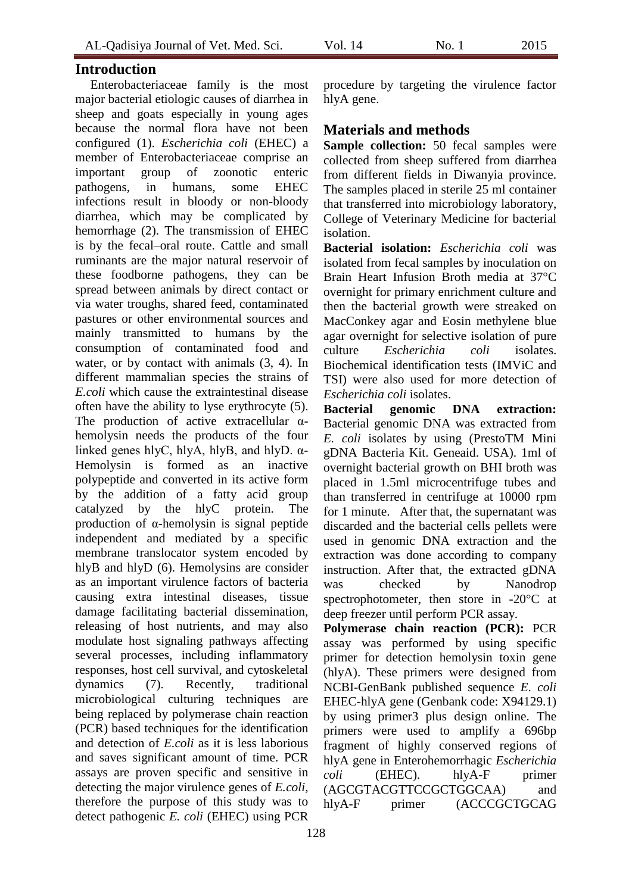## Introduction

Enterobacteriaceae family is the most major bacterial etiologic causes of diarrhea in sheep and goats especially in young ages because the normal flora have not been configured (1). *Escherichia coli* (EHEC) a member of Enterobacteriaceae comprise an important group of zoonotic enteric pathogens, in humans, some EHEC infections result in bloody or non-bloody diarrhea, which may be complicated by hemorrhage (2). The transmission of EHEC is by the fecal–oral route. Cattle and small ruminants are the major natural reservoir of these foodborne pathogens, they can be spread between animals by direct contact or via water troughs, shared feed, contaminated pastures or other environmental sources and mainly transmitted to humans by the consumption of contaminated food and water, or by contact with animals (3, 4). In different mammalian species the strains of *E.coli* which cause the extraintestinal disease often have the ability to lyse erythrocyte (5). The production of active extracellular α-hemolysin needs the products of the four linked genes hlyC, hlyA, hlyB, and hlyD. α-Hemolysin is formed as an inactive polypeptide and converted in its active form by the addition of a fatty acid group catalyzed by the hlyC protein. The production of α-hemolysin is signal peptide independent and mediated by a specific membrane translocator system encoded by hlyB and hlyD (6). Hemolysins are consider as an important virulence factors of bacteria causing extra intestinal diseases, tissue damage facilitating bacterial dissemination, releasing of host nutrients, and may also modulate host signaling pathways affecting several processes, including inflammatory responses, host cell survival, and cytoskeletal dynamics (7). Recently, traditional microbiological culturing techniques are being replaced by polymerase chain reaction (PCR) based techniques for the identification and detection of *E.coli* as it is less laborious and saves significant amount of time. PCR assays are proven specific and sensitive in detecting the major virulence genes of *E.coli*, therefore the purpose of this study was to detect pathogenic *E. coli* (EHEC) using PCR procedure by targeting the virulence factor hlyA gene.

## Materials and methods

**Sample collection:** 50 fecal samples were collected from sheep suffered from diarrhea from different fields in Diwanyia province. The samples placed in sterile 25 ml container that transferred into microbiology laboratory, College of Veterinary Medicine for bacterial isolation.

**Bacterial isolation:** *Escherichia coli* was isolated from fecal samples by inoculation on Brain Heart Infusion Broth media at 37°C overnight for primary enrichment culture and then the bacterial growth were streaked on MacConkey agar and Eosin methylene blue agar overnight for selective isolation of pure culture *Escherichia coli* isolates. Biochemical identification tests (IMViC and TSI) were also used for more detection of *Escherichia coli* isolates.

**Bacterial genomic DNA extraction:** Bacterial genomic DNA was extracted from *E. coli* isolates by using (PrestoTM Mini gDNA Bacteria Kit. Geneaid. USA). 1ml of overnight bacterial growth on BHI broth was placed in 1.5ml microcentrifuge tubes and than transferred in centrifuge at 10000 rpm for 1 minute. After that, the supernatant was discarded and the bacterial cells pellets were used in genomic DNA extraction and the extraction was done according to company instruction. After that, the extracted gDNA was checked by Nanodrop spectrophotometer, then store in -20°C at deep freezer until perform PCR assay.

**Polymerase chain reaction (PCR):** PCR assay was performed by using specific primer for detection hemolysin toxin gene (hlyA). These primers were designed from NCBI-GenBank published sequence *E. coli* EHEC-hlyA gene (Genbank code: X94129.1) by using primer3 plus design online. The primers were used to amplify a 696bp fragment of highly conserved regions of hlyA gene in Enterohemorrhagic *Escherichia coli* (EHEC). hlyA-F primer (AGCGTACGTTCCGCTGGCAA) and hlyA-F primer (ACCCGCTGCAG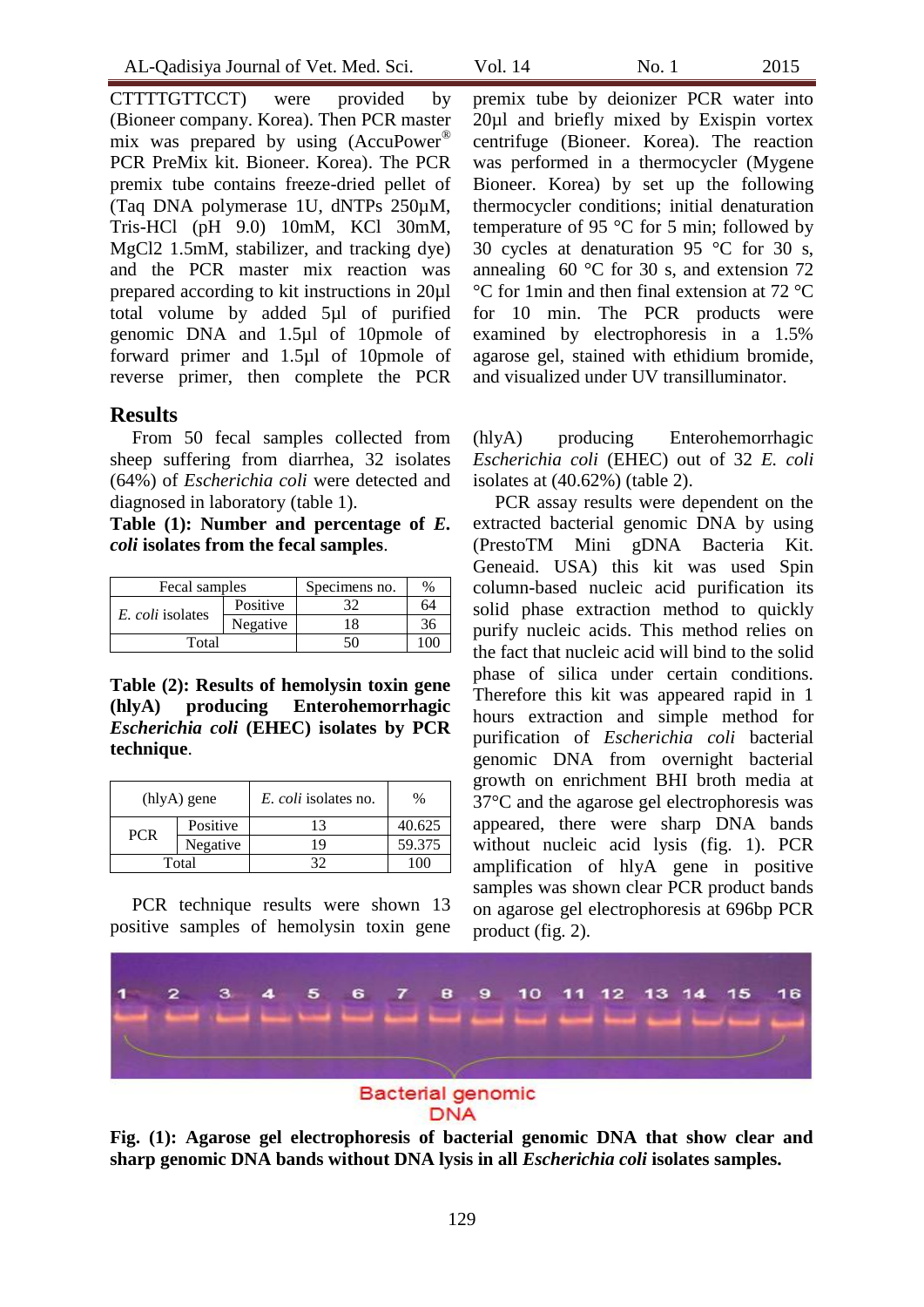CTTTTGTTCCT) were provided by (Bioneer company. Korea). Then PCR master mix was prepared by using (AccuPower® PCR PreMix kit. Bioneer. Korea). The PCR premix tube contains freeze-dried pellet of (Taq DNA polymerase 1U, dNTPs 250µM, Tris-HCl (pH 9.0) 10mM, KCl 30mM, MgCl2 1.5mM, stabilizer, and tracking dye) and the PCR master mix reaction was prepared according to kit instructions in 20µl total volume by added 5µl of purified genomic DNA and 1.5µl of 10pmole of forward primer and 1.5µl of 10pmole of reverse primer, then complete the PCR premix tube by deionizer PCR water into 20µl and briefly mixed by Exispin vortex centrifuge (Bioneer. Korea). The reaction was performed in a thermocycler (Mygene Bioneer. Korea) by set up the following thermocycler conditions; initial denaturation temperature of 95 °C for 5 min; followed by 30 cycles at denaturation 95 °C for 30 s, annealing 60 °C for 30 s, and extension 72 °C for 1min and then final extension at 72 °C for 10 min. The PCR products were examined by electrophoresis in a 1.5% agarose gel, stained with ethidium bromide, and visualized under UV transilluminator.

## Results

From 50 fecal samples collected from sheep suffering from diarrhea, 32 isolates (64%) of *Escherichia coli* were detected and diagnosed in laboratory (table 1).

**Table (1): Number and percentage of *E. coli* isolates from the fecal samples.**

| Fecal samples | | Specimens no. | % |
|---|---|---|---|
| *E. coli* isolates | Positive | 32 | 64 |
| | Negative | 18 | 36 |
| Total | | 50 | 100 |

**Table (2): Results of hemolysin toxin gene (hlyA) producing Enterohemorrhagic *Escherichia coli* (EHEC) isolates by PCR technique.**

| (hlyA) gene | | *E. coli* isolates no. | % |
|---|---|---|---|
| PCR | Positive | 13 | 40.625 |
| | Negative | 19 | 59.375 |
| Total | | 32 | 100 |

PCR technique results were shown 13 positive samples of hemolysin toxin gene (hlyA) producing Enterohemorrhagic *Escherichia coli* (EHEC) out of 32 *E. coli* isolates at (40.62%) (table 2).

PCR assay results were dependent on the extracted bacterial genomic DNA by using (PrestoTM Mini gDNA Bacteria Kit. Geneaid. USA) this kit was used Spin column-based nucleic acid purification its solid phase extraction method to quickly purify nucleic acids. This method relies on the fact that nucleic acid will bind to the solid phase of silica under certain conditions. Therefore this kit was appeared rapid in 1 hours extraction and simple method for purification of *Escherichia coli* bacterial genomic DNA from overnight bacterial growth on enrichment BHI broth media at 37°C and the agarose gel electrophoresis was appeared, there were sharp DNA bands without nucleic acid lysis (fig. 1). PCR amplification of hlyA gene in positive samples was shown clear PCR product bands on agarose gel electrophoresis at 696bp PCR product (fig. 2).

**Fig. (1): Agarose gel electrophoresis of bacterial genomic DNA that show clear and sharp genomic DNA bands without DNA lysis in all *Escherichia coli* isolates samples.**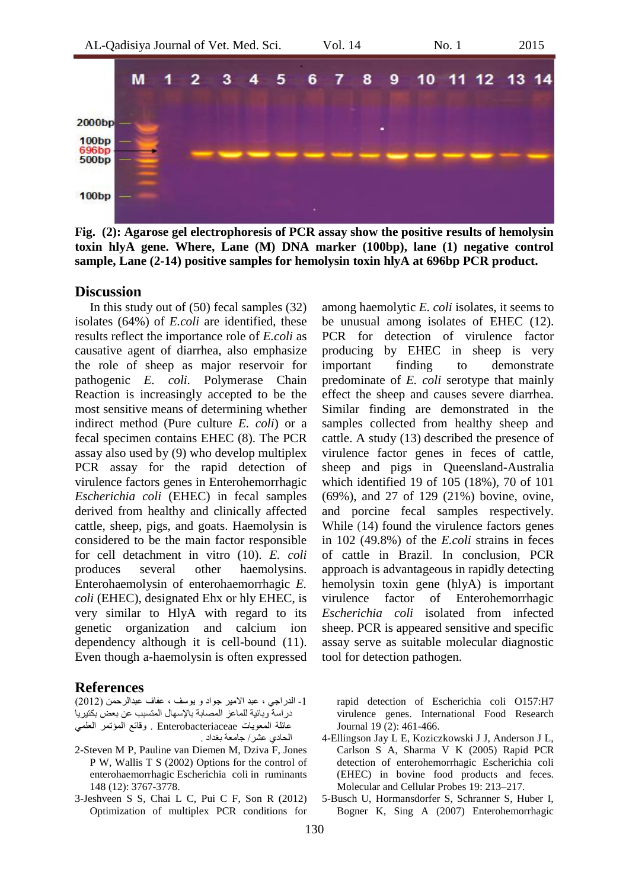Fig. (2): Agarose gel electrophoresis of PCR assay show the positive results of hemolysin toxin hlyA gene. Where, Lane (M) DNA marker (100bp), lane (1) negative control sample, Lane (2-14) positive samples for hemolysin toxin hlyA at 696bp PCR product.

## Discussion

In this study out of (50) fecal samples (32) isolates (64%) of *E.coli* are identified, these results reflect the importance role of *E.coli* as causative agent of diarrhea, also emphasize the role of sheep as major reservoir for pathogenic *E. coli*. Polymerase Chain Reaction is increasingly accepted to be the most sensitive means of determining whether indirect method (Pure culture *E. coli*) or a fecal specimen contains EHEC (8). The PCR assay also used by (9) who develop multiplex PCR assay for the rapid detection of virulence factors genes in Enterohemorrhagic *Escherichia coli* (EHEC) in fecal samples derived from healthy and clinically affected cattle, sheep, pigs, and goats. Haemolysin is considered to be the main factor responsible for cell detachment in vitro (10). *E. coli* produces several other haemolysins. Enterohaemolysin of enterohaemorrhagic *E. coli* (EHEC), designated Ehx or hly EHEC, is very similar to HlyA with regard to its genetic organization and calcium ion dependency although it is cell-bound (11). Even though a-haemolysin is often expressed among haemolytic *E. coli* isolates, it seems to be unusual among isolates of EHEC (12). PCR for detection of virulence factor producing by EHEC in sheep is very important finding to demonstrate predominate of *E. coli* serotype that mainly effect the sheep and causes severe diarrhea. Similar finding are demonstrated in the samples collected from healthy sheep and cattle. A study (13) described the presence of virulence factor genes in feces of cattle, sheep and pigs in Queensland-Australia which identified 19 of 105 (18%), 70 of 101 (69%), and 27 of 129 (21%) bovine, ovine, and porcine fecal samples respectively. While (14) found the virulence factors genes in 102 (49.8%) of the *E.coli* strains in feces of cattle in Brazil. In conclusion, PCR approach is advantageous in rapidly detecting hemolysin toxin gene (hlyA) is important virulence factor of Enterohemorrhagic *Escherichia coli* isolated from infected sheep. PCR is appeared sensitive and specific assay serve as suitable molecular diagnostic tool for detection pathogen.

## References

1- الدراجي ، عبد الامير جواد و يوسف ، عفاف عبدالرحمن (2012) دراسة وبائية للماعز المصابة بالإسهال المتسبب عن بعض بكتيريا عائلة المعويات Enterobacteriaceae . وقائع المؤتمر العلمي الحادي عشر/ جامعة بغداد .

2-Steven M P, Pauline van Diemen M, Dziva F, Jones P W, Wallis T S (2002) Options for the control of enterohaemorrhagic Escherichia coli in ruminants 148 (12): 3767-3778.

3-Jeshveen S S, Chai L C, Pui C F, Son R (2012) Optimization of multiplex PCR conditions for rapid detection of Escherichia coli O157:H7 virulence genes. International Food Research Journal 19 (2): 461-466.

4-Ellingson Jay L E, Koziczkowski J J, Anderson J L, Carlson S A, Sharma V K (2005) Rapid PCR detection of enterohemorrhagic Escherichia coli (EHEC) in bovine food products and feces. Molecular and Cellular Probes 19: 213–217.

5-Busch U, Hormansdorfer S, Schranner S, Huber I, Bogner K, Sing A (2007) Enterohemorrhagic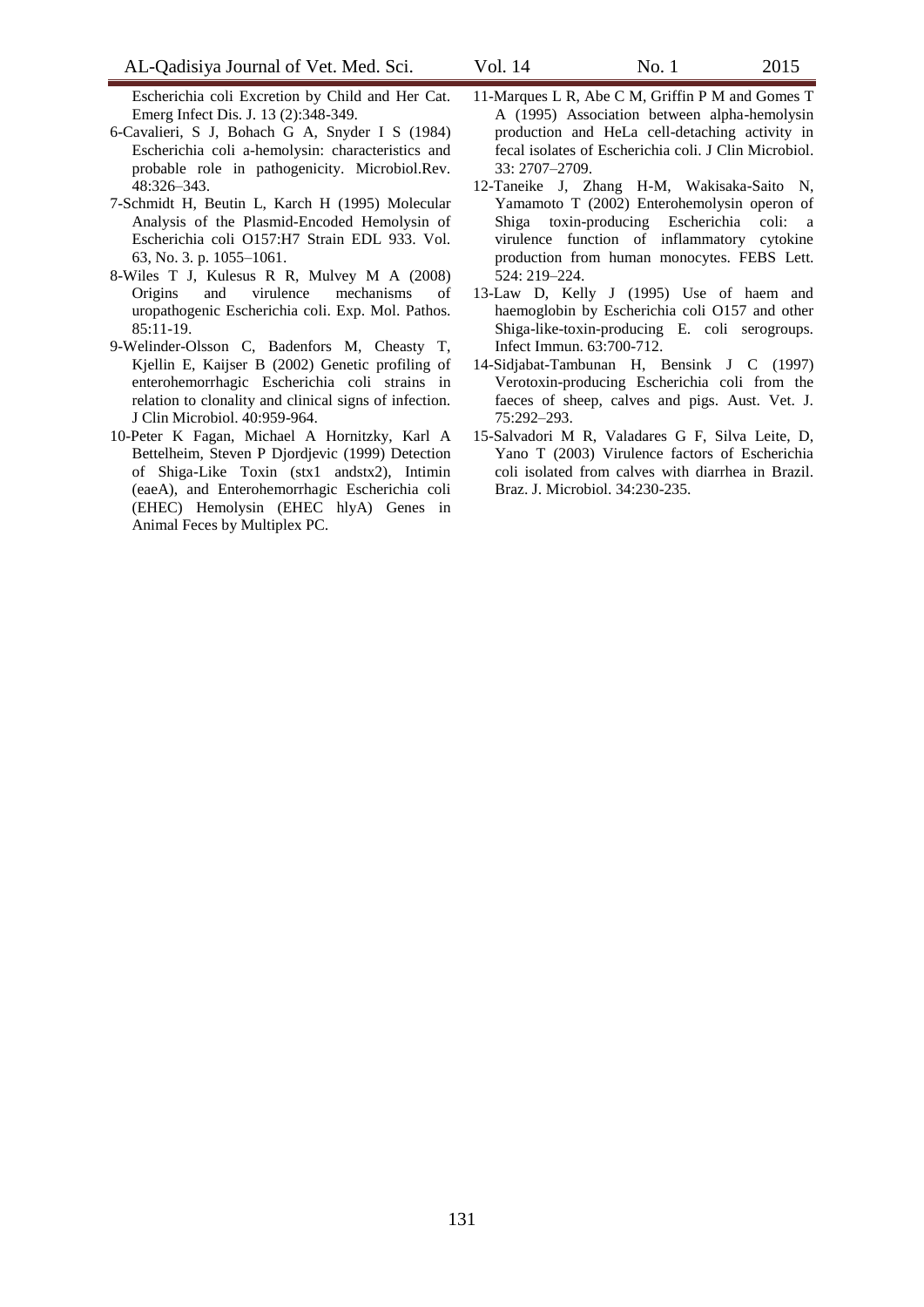Escherichia coli Excretion by Child and Her Cat. Emerg Infect Dis. J. 13 (2):348-349.

6-Cavalieri, S J, Bohach G A, Snyder I S (1984) Escherichia coli a-hemolysin: characteristics and probable role in pathogenicity. Microbiol.Rev. 48:326–343.

7-Schmidt H, Beutin L, Karch H (1995) Molecular Analysis of the Plasmid-Encoded Hemolysin of Escherichia coli O157:H7 Strain EDL 933. Vol. 63, No. 3. p. 1055–1061.

8-Wiles T J, Kulesus R R, Mulvey M A (2008) Origins and virulence mechanisms of uropathogenic Escherichia coli. Exp. Mol. Pathos. 85:11-19.

9-Welinder-Olsson C, Badenfors M, Cheasty T, Kjellin E, Kaijser B (2002) Genetic profiling of enterohemorrhagic Escherichia coli strains in relation to clonality and clinical signs of infection. J Clin Microbiol. 40:959-964.

10-Peter K Fagan, Michael A Hornitzky, Karl A Bettelheim, Steven P Djordjevic (1999) Detection of Shiga-Like Toxin (stx1 andstx2), Intimin (eaeA), and Enterohemorrhagic Escherichia coli (EHEC) Hemolysin (EHEC hlyA) Genes in Animal Feces by Multiplex PC.

11-Marques L R, Abe C M, Griffin P M and Gomes T A (1995) Association between alpha-hemolysin production and HeLa cell-detaching activity in fecal isolates of Escherichia coli. J Clin Microbiol. 33: 2707–2709.

12-Taneike J, Zhang H-M, Wakisaka-Saito N, Yamamoto T (2002) Enterohemolysin operon of Shiga toxin-producing Escherichia coli: a virulence function of inflammatory cytokine production from human monocytes. FEBS Lett. 524: 219–224.

13-Law D, Kelly J (1995) Use of haem and haemoglobin by Escherichia coli O157 and other Shiga-like-toxin-producing E. coli serogroups. Infect Immun. 63:700-712.

14-Sidjabat-Tambunan H, Bensink J C (1997) Verotoxin-producing Escherichia coli from the faeces of sheep, calves and pigs. Aust. Vet. J. 75:292–293.

15-Salvadori M R, Valadares G F, Silva Leite, D, Yano T (2003) Virulence factors of Escherichia coli isolated from calves with diarrhea in Brazil. Braz. J. Microbiol. 34:230-235.